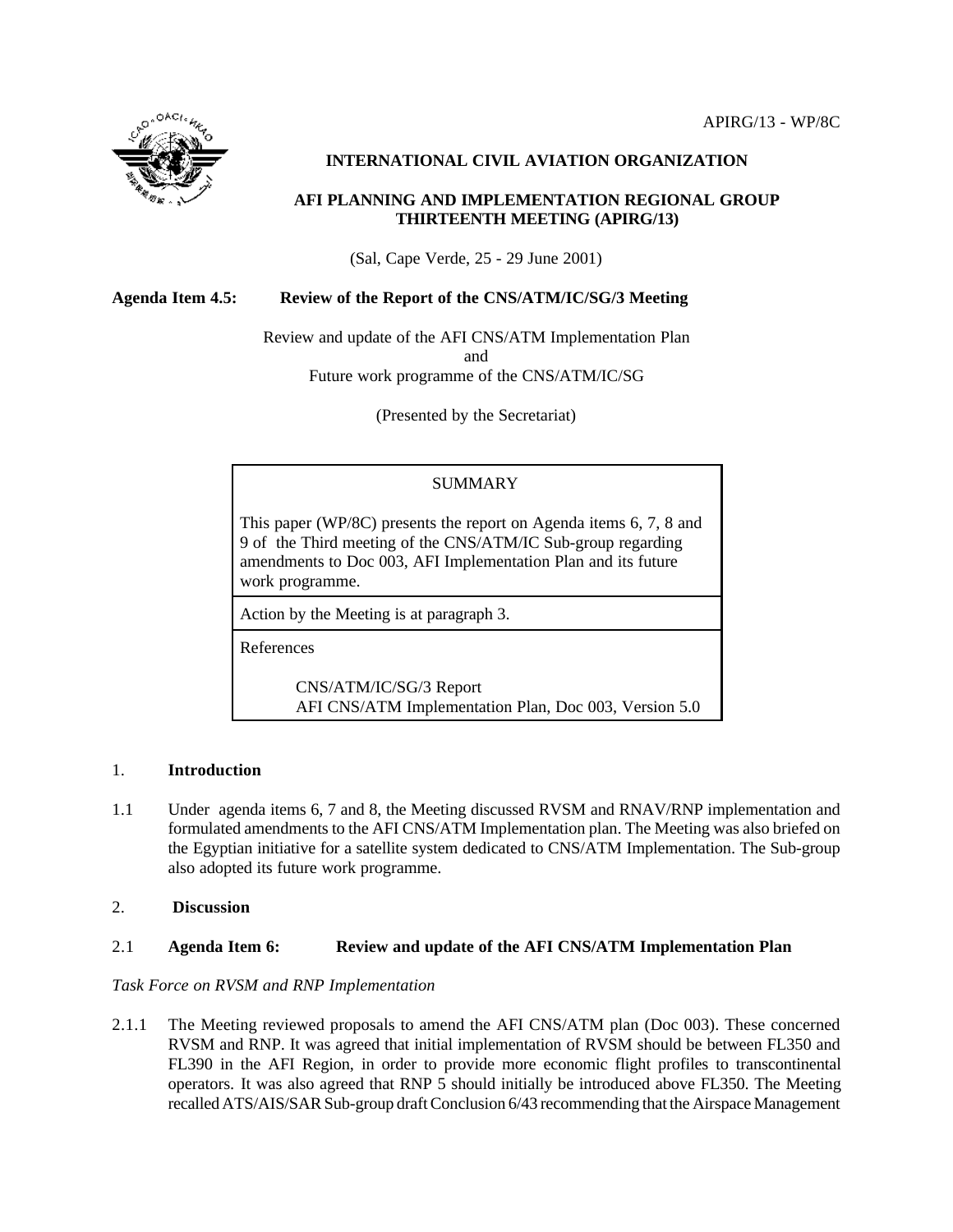APIRG/13 - WP/8C

**INTERNATIONAL CIVIL AVIATION ORGANIZATION**

**AFI PLANNING AND IMPLEMENTATION REGIONAL GROUP THIRTEENTH MEETING (APIRG/13)**

(Sal, Cape Verde, 25 - 29 June 2001)

**Agenda Item 4.5: Review of the Report of the CNS/ATM/IC/SG/3 Meeting**

Review and update of the AFI CNS/ATM Implementation Plan
and
Future work programme of the CNS/ATM/IC/SG

(Presented by the Secretariat)

| SUMMARY |
|---|
| This paper (WP/8C) presents the report on Agenda items 6, 7, 8 and 9 of the Third meeting of the CNS/ATM/IC Sub-group regarding amendments to Doc 003, AFI Implementation Plan and its future work programme. |
| Action by the Meeting is at paragraph 3. |
| References<br><br>CNS/ATM/IC/SG/3 Report<br>AFI CNS/ATM Implementation Plan, Doc 003, Version 5.0 |

## 1. Introduction

1.1 Under agenda items 6, 7 and 8, the Meeting discussed RVSM and RNAV/RNP implementation and formulated amendments to the AFI CNS/ATM Implementation plan. The Meeting was also briefed on the Egyptian initiative for a satellite system dedicated to CNS/ATM Implementation. The Sub-group also adopted its future work programme.

## 2. Discussion

### 2.1 Agenda Item 6: Review and update of the AFI CNS/ATM Implementation Plan

*Task Force on RVSM and RNP Implementation*

2.1.1 The Meeting reviewed proposals to amend the AFI CNS/ATM plan (Doc 003). These concerned RVSM and RNP. It was agreed that initial implementation of RVSM should be between FL350 and FL390 in the AFI Region, in order to provide more economic flight profiles to transcontinental operators. It was also agreed that RNP 5 should initially be introduced above FL350. The Meeting recalled ATS/AIS/SAR Sub-group draft Conclusion 6/43 recommending that the Airspace Management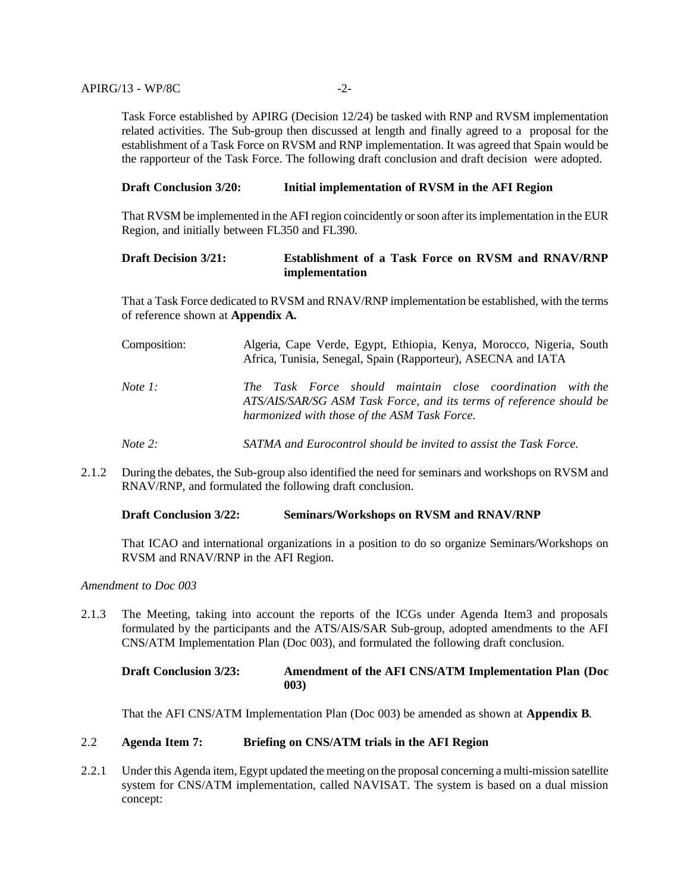Task Force established by APIRG (Decision 12/24) be tasked with RNP and RVSM implementation related activities. The Sub-group then discussed at length and finally agreed to a proposal for the establishment of a Task Force on RVSM and RNP implementation. It was agreed that Spain would be the rapporteur of the Task Force. The following draft conclusion and draft decision were adopted.

**Draft Conclusion 3/20: Initial implementation of RVSM in the AFI Region**

That RVSM be implemented in the AFI region coincidently or soon after its implementation in the EUR Region, and initially between FL350 and FL390.

**Draft Decision 3/21: Establishment of a Task Force on RVSM and RNAV/RNP implementation**

That a Task Force dedicated to RVSM and RNAV/RNP implementation be established, with the terms of reference shown at **Appendix A.**

Composition: Algeria, Cape Verde, Egypt, Ethiopia, Kenya, Morocco, Nigeria, South Africa, Tunisia, Senegal, Spain (Rapporteur), ASECNA and IATA

*Note 1: The Task Force should maintain close coordination with the ATS/AIS/SAR/SG ASM Task Force, and its terms of reference should be harmonized with those of the ASM Task Force.*

*Note 2: SATMA and Eurocontrol should be invited to assist the Task Force.*

2.1.2 During the debates, the Sub-group also identified the need for seminars and workshops on RVSM and RNAV/RNP, and formulated the following draft conclusion.

**Draft Conclusion 3/22: Seminars/Workshops on RVSM and RNAV/RNP**

That ICAO and international organizations in a position to do so organize Seminars/Workshops on RVSM and RNAV/RNP in the AFI Region.

*Amendment to Doc 003*

2.1.3 The Meeting, taking into account the reports of the ICGs under Agenda Item3 and proposals formulated by the participants and the ATS/AIS/SAR Sub-group, adopted amendments to the AFI CNS/ATM Implementation Plan (Doc 003), and formulated the following draft conclusion.

**Draft Conclusion 3/23: Amendment of the AFI CNS/ATM Implementation Plan (Doc 003)**

That the AFI CNS/ATM Implementation Plan (Doc 003) be amended as shown at **Appendix B**.

## 2.2 Agenda Item 7: Briefing on CNS/ATM trials in the AFI Region

2.2.1 Under this Agenda item, Egypt updated the meeting on the proposal concerning a multi-mission satellite system for CNS/ATM implementation, called NAVISAT. The system is based on a dual mission concept: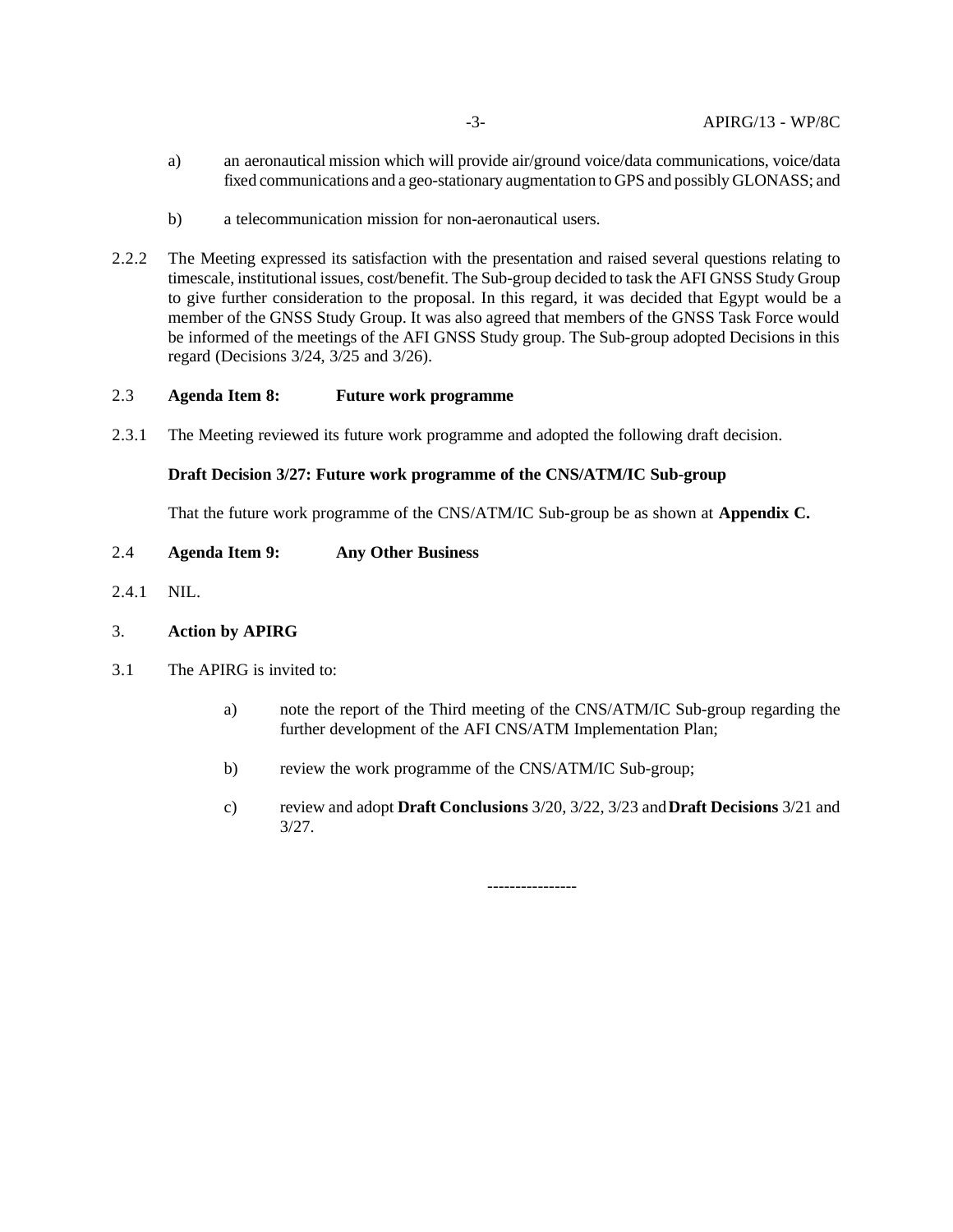a) an aeronautical mission which will provide air/ground voice/data communications, voice/data fixed communications and a geo-stationary augmentation to GPS and possibly GLONASS; and

b) a telecommunication mission for non-aeronautical users.

2.2.2 The Meeting expressed its satisfaction with the presentation and raised several questions relating to timescale, institutional issues, cost/benefit. The Sub-group decided to task the AFI GNSS Study Group to give further consideration to the proposal. In this regard, it was decided that Egypt would be a member of the GNSS Study Group. It was also agreed that members of the GNSS Task Force would be informed of the meetings of the AFI GNSS Study group. The Sub-group adopted Decisions in this regard (Decisions 3/24, 3/25 and 3/26).

2.3 **Agenda Item 8: Future work programme**

2.3.1 The Meeting reviewed its future work programme and adopted the following draft decision.

**Draft Decision 3/27: Future work programme of the CNS/ATM/IC Sub-group**

That the future work programme of the CNS/ATM/IC Sub-group be as shown at **Appendix C.**

2.4 **Agenda Item 9: Any Other Business**

2.4.1 NIL.

3. **Action by APIRG**

3.1 The APIRG is invited to:

a) note the report of the Third meeting of the CNS/ATM/IC Sub-group regarding the further development of the AFI CNS/ATM Implementation Plan;

b) review the work programme of the CNS/ATM/IC Sub-group;

c) review and adopt **Draft Conclusions** 3/20, 3/22, 3/23 and **Draft Decisions** 3/21 and 3/27.

----------------